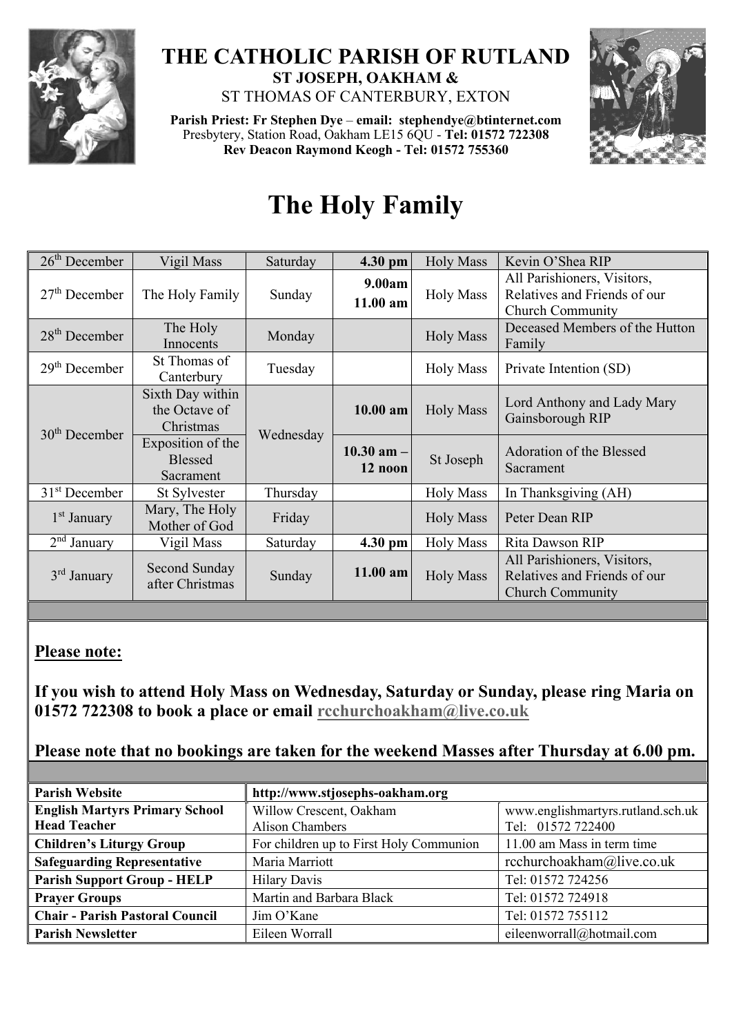# THE CATHOLIC PARISH OF RUTLAND

**ST JOSEPH, OAKHAM &**

ST THOMAS OF CANTERBURY, EXTON

**Parish Priest: Fr Stephen Dye** – **email: stephendye@btinternet.com**
Presbytery, Station Road, Oakham LE15 6QU - **Tel: 01572 722308**
**Rev Deacon Raymond Keogh - Tel: 01572 755360**

# The Holy Family

| | | | | | |
|---|---|---|---|---|---|
| 26th December | Vigil Mass | Saturday | **4.30 pm** | Holy Mass | Kevin O'Shea RIP |
| 27th December | The Holy Family | Sunday | **9.00am** **11.00 am** | Holy Mass | All Parishioners, Visitors, Relatives and Friends of our Church Community |
| 28th December | The Holy Innocents | Monday | | Holy Mass | Deceased Members of the Hutton Family |
| 29th December | St Thomas of Canterbury | Tuesday | | Holy Mass | Private Intention (SD) |
| 30th December | Sixth Day within the Octave of Christmas | Wednesday | **10.00 am** | Holy Mass | Lord Anthony and Lady Mary Gainsborough RIP |
| | Exposition of the Blessed Sacrament | | **10.30 am – 12 noon** | St Joseph | Adoration of the Blessed Sacrament |
| 31st December | St Sylvester | Thursday | | Holy Mass | In Thanksgiving (AH) |
| 1st January | Mary, The Holy Mother of God | Friday | | Holy Mass | Peter Dean RIP |
| 2nd January | Vigil Mass | Saturday | **4.30 pm** | Holy Mass | Rita Dawson RIP |
| 3rd January | Second Sunday after Christmas | Sunday | **11.00 am** | Holy Mass | All Parishioners, Visitors, Relatives and Friends of our Church Community |

**Please note:**

**If you wish to attend Holy Mass on Wednesday, Saturday or Sunday, please ring Maria on 01572 722308 to book a place or email rcchurchoakham@live.co.uk**

**Please note that no bookings are taken for the weekend Masses after Thursday at 6.00 pm.**

| | | |
|---|---|---|
| **Parish Website** | **http://www.stjosephs-oakham.org** | |
| **English Martyrs Primary School Head Teacher** | Willow Crescent, Oakham Alison Chambers | www.englishmartyrs.rutland.sch.uk Tel: 01572 722400 |
| **Children's Liturgy Group** | For children up to First Holy Communion | 11.00 am Mass in term time |
| **Safeguarding Representative** | Maria Marriott | rcchurchoakham@live.co.uk |
| **Parish Support Group - HELP** | Hilary Davis | Tel: 01572 724256 |
| **Prayer Groups** | Martin and Barbara Black | Tel: 01572 724918 |
| **Chair - Parish Pastoral Council** | Jim O'Kane | Tel: 01572 755112 |
| **Parish Newsletter** | Eileen Worrall | eileenworrall@hotmail.com |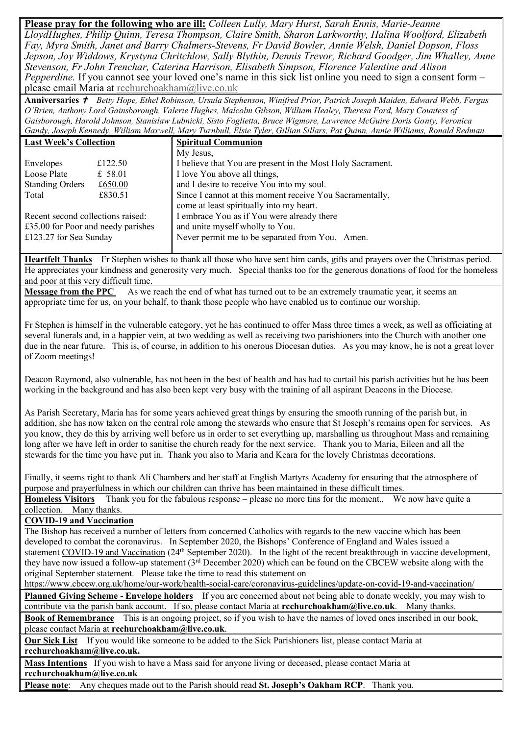**Please pray for the following who are ill:** *Colleen Lully, Mary Hurst, Sarah Ennis, Marie-Jeanne LloydHughes, Philip Quinn, Teresa Thompson, Claire Smith, Sharon Larkworthy, Halina Woolford, Elizabeth Fay, Myra Smith, Janet and Barry Chalmers-Stevens, Fr David Bowler, Annie Welsh, Daniel Dopson, Floss Jepson, Joy Widdows, Krystyna Chritchlow, Sally Blythin, Dennis Trevor, Richard Goodger, Jim Whalley, Anne Stevenson, Fr John Trenchar, Caterina Harrison, Elisabeth Simpson, Florence Valentine and Alison Pepperdine.* If you cannot see your loved one's name in this sick list online you need to sign a consent form – please email Maria at rcchurchoakham@live.co.uk

**Anniversaries** ✝ *Betty Hope, Ethel Robinson, Ursula Stephenson, Winifred Prior, Patrick Joseph Maiden, Edward Webb, Fergus O'Brien, Anthony Lord Gainsborough, Valerie Hughes, Malcolm Gibson, William Healey, Theresa Ford, Mary Countess of Gaisborough, Harold Johnson, Stanislaw Lubnicki, Sisto Foglietta, Bruce Wigmore, Lawrence McGuire Doris Gonty, Veronica Gandy, Joseph Kennedy, William Maxwell, Mary Turnbull, Elsie Tyler, Gillian Sillars, Pat Quinn, Annie Williams, Ronald Redman*

**Last Week's Collection**

| | |
|---|---|
| Envelopes | £122.50 |
| Loose Plate | £ 58.01 |
| Standing Orders | £650.00 |
| Total | £830.51 |

Recent second collections raised:
£35.00 for Poor and needy parishes
£123.27 for Sea Sunday

**Spiritual Communion**

My Jesus,
I believe that You are present in the Most Holy Sacrament.
I love You above all things,
and I desire to receive You into my soul.
Since I cannot at this moment receive You Sacramentally,
come at least spiritually into my heart.
I embrace You as if You were already there
and unite myself wholly to You.
Never permit me to be separated from You. Amen.

**Heartfelt Thanks** Fr Stephen wishes to thank all those who have sent him cards, gifts and prayers over the Christmas period. He appreciates your kindness and generosity very much. Special thanks too for the generous donations of food for the homeless and poor at this very difficult time.

**Message from the PPC** As we reach the end of what has turned out to be an extremely traumatic year, it seems an appropriate time for us, on your behalf, to thank those people who have enabled us to continue our worship.

Fr Stephen is himself in the vulnerable category, yet he has continued to offer Mass three times a week, as well as officiating at several funerals and, in a happier vein, at two wedding as well as receiving two parishioners into the Church with another one due in the near future. This is, of course, in addition to his onerous Diocesan duties. As you may know, he is not a great lover of Zoom meetings!

Deacon Raymond, also vulnerable, has not been in the best of health and has had to curtail his parish activities but he has been working in the background and has also been kept very busy with the training of all aspirant Deacons in the Diocese.

As Parish Secretary, Maria has for some years achieved great things by ensuring the smooth running of the parish but, in addition, she has now taken on the central role among the stewards who ensure that St Joseph's remains open for services. As you know, they do this by arriving well before us in order to set everything up, marshalling us throughout Mass and remaining long after we have left in order to sanitise the church ready for the next service. Thank you to Maria, Eileen and all the stewards for the time you have put in. Thank you also to Maria and Keara for the lovely Christmas decorations.

Finally, it seems right to thank Ali Chambers and her staff at English Martyrs Academy for ensuring that the atmosphere of purpose and prayerfulness in which our children can thrive has been maintained in these difficult times.

**Homeless Visitors** Thank you for the fabulous response – please no more tins for the moment.. We now have quite a collection. Many thanks.

**COVID-19 and Vaccination**

The Bishop has received a number of letters from concerned Catholics with regards to the new vaccine which has been developed to combat the coronavirus. In September 2020, the Bishops' Conference of England and Wales issued a statement COVID-19 and Vaccination (24th September 2020). In the light of the recent breakthrough in vaccine development, they have now issued a follow-up statement (3rd December 2020) which can be found on the CBCEW website along with the original September statement. Please take the time to read this statement on https://www.cbcew.org.uk/home/our-work/health-social-care/coronavirus-guidelines/update-on-covid-19-and-vaccination/

**Planned Giving Scheme - Envelope holders** If you are concerned about not being able to donate weekly, you may wish to contribute via the parish bank account. If so, please contact Maria at **rcchurchoakham@live.co.uk**. Many thanks.

**Book of Remembrance** This is an ongoing project, so if you wish to have the names of loved ones inscribed in our book, please contact Maria at **rcchurchoakham@live.co.uk**.

**Our Sick List** If you would like someone to be added to the Sick Parishioners list, please contact Maria at **rcchurchoakham@live.co.uk.**

**Mass Intentions** If you wish to have a Mass said for anyone living or deceased, please contact Maria at **rcchurchoakham@live.co.uk**

**Please note**: Any cheques made out to the Parish should read **St. Joseph's Oakham RCP**. Thank you.